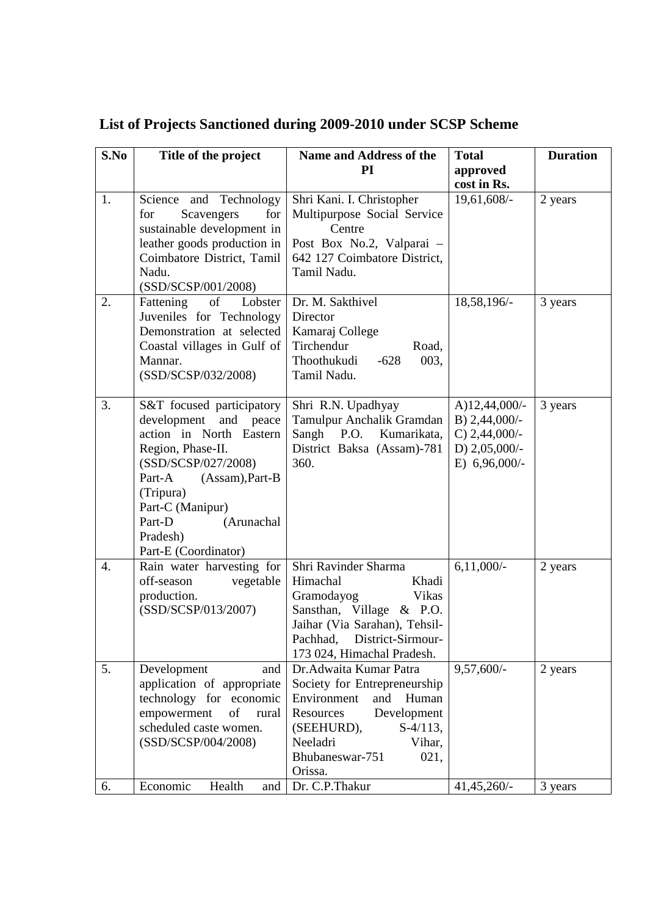## List of Projects Sanctioned during 2009-2010 under SCSP Scheme

| S.No | Title of the project | Name and Address of the PI | Total approved cost in Rs. | Duration |
|---|---|---|---|---|
| 1. | Science and Technology for Scavengers for sustainable development in leather goods production in Coimbatore District, Tamil Nadu. (SSD/SCSP/001/2008) | Shri Kani. I. Christopher Multipurpose Social Service Centre Post Box No.2, Valparai – 642 127 Coimbatore District, Tamil Nadu. | 19,61,608/- | 2 years |
| 2. | Fattening of Lobster Juveniles for Technology Demonstration at selected Coastal villages in Gulf of Mannar. (SSD/SCSP/032/2008) | Dr. M. Sakthivel Director Kamaraj College Tirchendur Road, Thoothukudi -628 003, Tamil Nadu. | 18,58,196/- | 3 years |
| 3. | S&T focused participatory development and peace action in North Eastern Region, Phase-II. (SSD/SCSP/027/2008) Part-A (Assam),Part-B (Tripura) Part-C (Manipur) Part-D (Arunachal Pradesh) Part-E (Coordinator) | Shri R.N. Upadhyay Tamulpur Anchalik Gramdan Sangh P.O. Kumarikata, District Baksa (Assam)-781 360. | A)12,44,000/- B) 2,44,000/- C) 2,44,000/- D) 2,05,000/- E) 6,96,000/- | 3 years |
| 4. | Rain water harvesting for off-season vegetable production. (SSD/SCSP/013/2007) | Shri Ravinder Sharma Himachal Khadi Gramodayog Vikas Sansthan, Village & P.O. Jaihar (Via Sarahan), Tehsil-Pachhad, District-Sirmour-173 024, Himachal Pradesh. | 6,11,000/- | 2 years |
| 5. | Development and application of appropriate technology for economic empowerment of rural scheduled caste women. (SSD/SCSP/004/2008) | Dr.Adwaita Kumar Patra Society for Entrepreneurship Environment and Human Resources Development (SEEHURD), S-4/113, Neeladri Vihar, Bhubaneswar-751 021, Orissa. | 9,57,600/- | 2 years |
| 6. | Economic Health and | Dr. C.P.Thakur | 41,45,260/- | 3 years |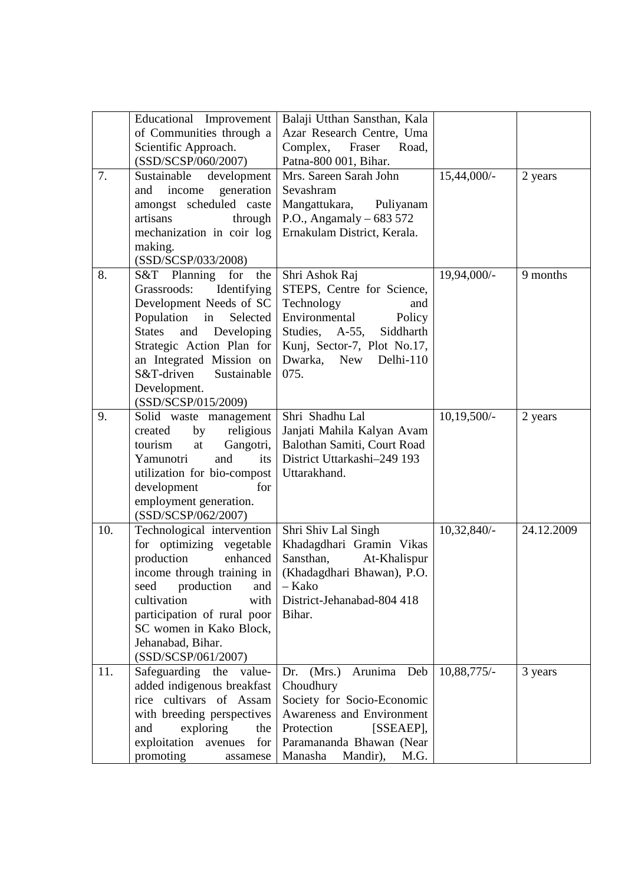| | | | | |
|---|---|---|---|---|
| | Educational Improvement of Communities through a Scientific Approach. (SSD/SCSP/060/2007) | Balaji Utthan Sansthan, Kala Azar Research Centre, Uma Complex, Fraser Road, Patna-800 001, Bihar. | | |
| 7. | Sustainable development and income generation amongst scheduled caste artisans through mechanization in coir log making. (SSD/SCSP/033/2008) | Mrs. Sareen Sarah John Sevashram Mangattukara, Puliyanam P.O., Angamaly – 683 572 Ernakulam District, Kerala. | 15,44,000/- | 2 years |
| 8. | S&T Planning for the Grassroods: Identifying Development Needs of SC Population in Selected States and Developing Strategic Action Plan for an Integrated Mission on S&T-driven Sustainable Development. (SSD/SCSP/015/2009) | Shri Ashok Raj STEPS, Centre for Science, Technology and Environmental Policy Studies, A-55, Siddharth Kunj, Sector-7, Plot No.17, Dwarka, New Delhi-110 075. | 19,94,000/- | 9 months |
| 9. | Solid waste management created by religious tourism at Gangotri, Yamunotri and its utilization for bio-compost development for employment generation. (SSD/SCSP/062/2007) | Shri Shadhu Lal Janjati Mahila Kalyan Avam Balothan Samiti, Court Road District Uttarkashi–249 193 Uttarakhand. | 10,19,500/- | 2 years |
| 10. | Technological intervention for optimizing vegetable production enhanced income through training in seed production and cultivation with participation of rural poor SC women in Kako Block, Jehanabad, Bihar. (SSD/SCSP/061/2007) | Shri Shiv Lal Singh Khadagdhari Gramin Vikas Sansthan, At-Khalispur (Khadagdhari Bhawan), P.O. – Kako District-Jehanabad-804 418 Bihar. | 10,32,840/- | 24.12.2009 |
| 11. | Safeguarding the value-added indigenous breakfast rice cultivars of Assam with breeding perspectives and exploring the exploitation avenues for promoting assamese | Dr. (Mrs.) Arunima Deb Choudhury Society for Socio-Economic Awareness and Environment Protection [SSEAEP], Paramananda Bhawan (Near Manasha Mandir), M.G. | 10,88,775/- | 3 years |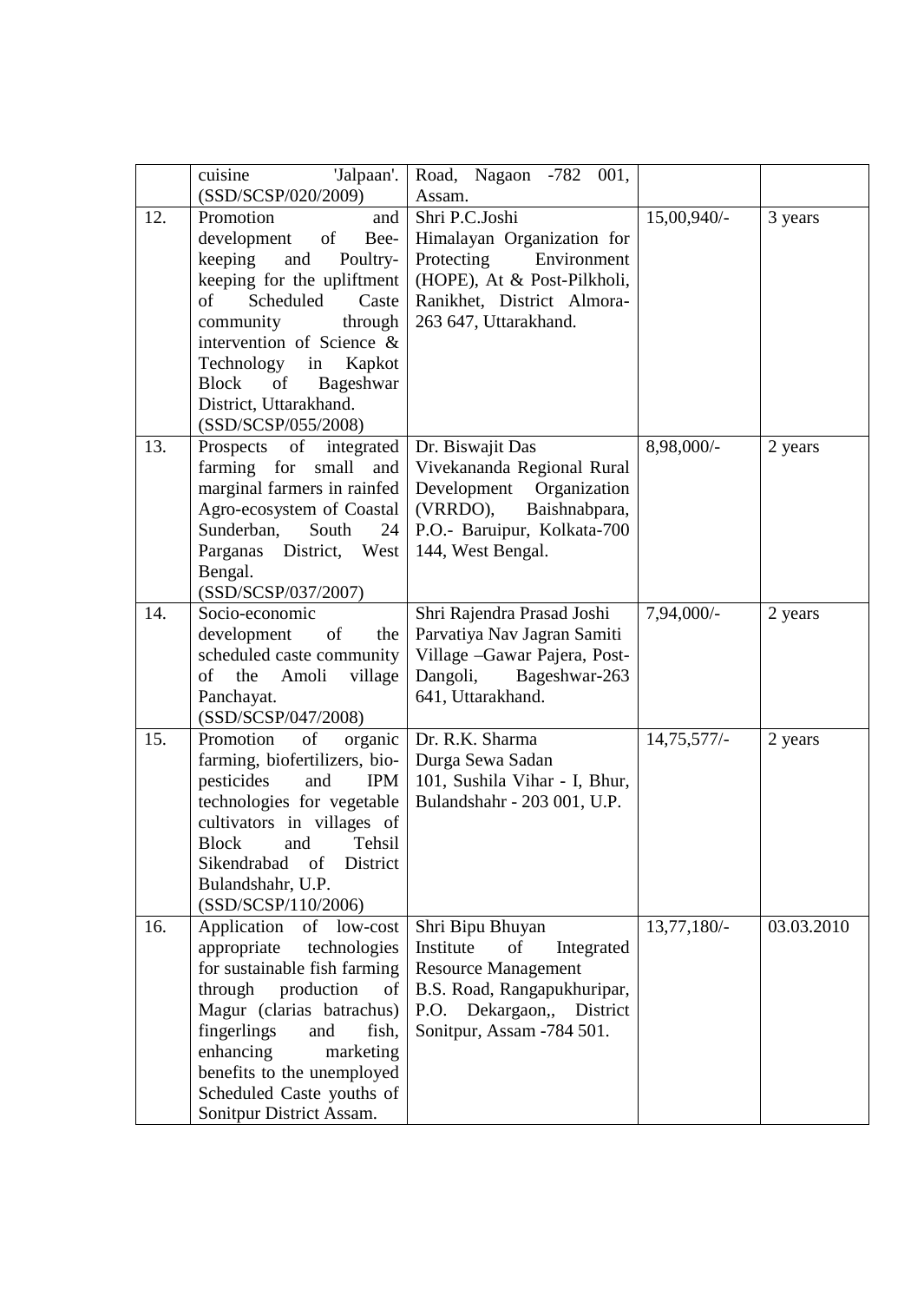| | | | | |
|---|---|---|---|---|
| | cuisine 'Jalpaan'. (SSD/SCSP/020/2009) | Road, Nagaon -782 001, Assam. | | |
| 12. | Promotion and development of Bee-keeping and Poultry-keeping for the upliftment of Scheduled Caste community through intervention of Science & Technology in Kapkot Block of Bageshwar District, Uttarakhand. (SSD/SCSP/055/2008) | Shri P.C.Joshi Himalayan Organization for Protecting Environment (HOPE), At & Post-Pilkholi, Ranikhet, District Almora-263 647, Uttarakhand. | 15,00,940/- | 3 years |
| 13. | Prospects of integrated farming for small and marginal farmers in rainfed Agro-ecosystem of Coastal Sunderban, South 24 Parganas District, West Bengal. (SSD/SCSP/037/2007) | Dr. Biswajit Das Vivekananda Regional Rural Development Organization (VRRDO), Baishnabpara, P.O.- Baruipur, Kolkata-700 144, West Bengal. | 8,98,000/- | 2 years |
| 14. | Socio-economic development of the scheduled caste community of the Amoli village Panchayat. (SSD/SCSP/047/2008) | Shri Rajendra Prasad Joshi Parvatiya Nav Jagran Samiti Village –Gawar Pajera, Post-Dangoli, Bageshwar-263 641, Uttarakhand. | 7,94,000/- | 2 years |
| 15. | Promotion of organic farming, biofertilizers, bio-pesticides and IPM technologies for vegetable cultivators in villages of Block and Tehsil Sikendrabad of District Bulandshahr, U.P. (SSD/SCSP/110/2006) | Dr. R.K. Sharma Durga Sewa Sadan 101, Sushila Vihar - I, Bhur, Bulandshahr - 203 001, U.P. | 14,75,577/- | 2 years |
| 16. | Application of low-cost appropriate technologies for sustainable fish farming through production of Magur (clarias batrachus) fingerlings and fish, enhancing marketing benefits to the unemployed Scheduled Caste youths of Sonitpur District Assam. | Shri Bipu Bhuyan Institute of Integrated Resource Management B.S. Road, Rangapukhuripar, P.O. Dekargaon,, District Sonitpur, Assam -784 501. | 13,77,180/- | 03.03.2010 |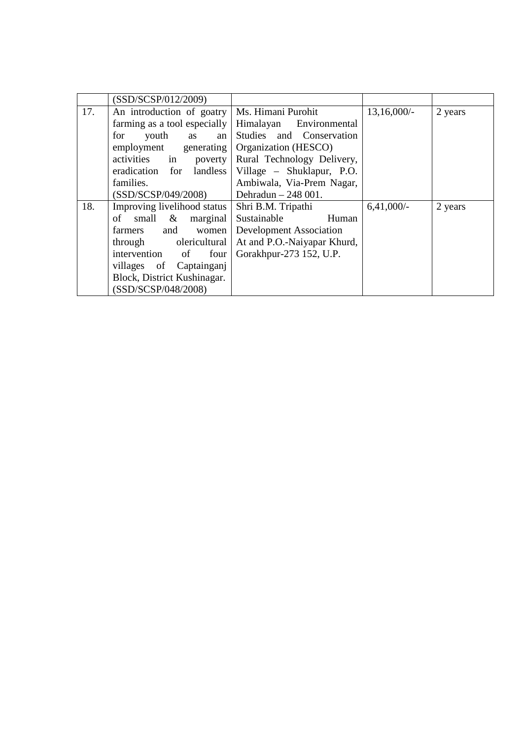| | | | | |
|---|---|---|---|---|
| | (SSD/SCSP/012/2009) | | | |
| 17. | An introduction of goatry farming as a tool especially for youth as an employment generating activities in poverty eradication for landless families. (SSD/SCSP/049/2008) | Ms. Himani Purohit Himalayan Environmental Studies and Conservation Organization (HESCO) Rural Technology Delivery, Village – Shuklapur, P.O. Ambiwala, Via-Prem Nagar, Dehradun – 248 001. | 13,16,000/- | 2 years |
| 18. | Improving livelihood status of small & marginal farmers and women through olericultural intervention of four villages of Captainganj Block, District Kushinagar. (SSD/SCSP/048/2008) | Shri B.M. Tripathi Sustainable Human Development Association At and P.O.-Naiyapar Khurd, Gorakhpur-273 152, U.P. | 6,41,000/- | 2 years |